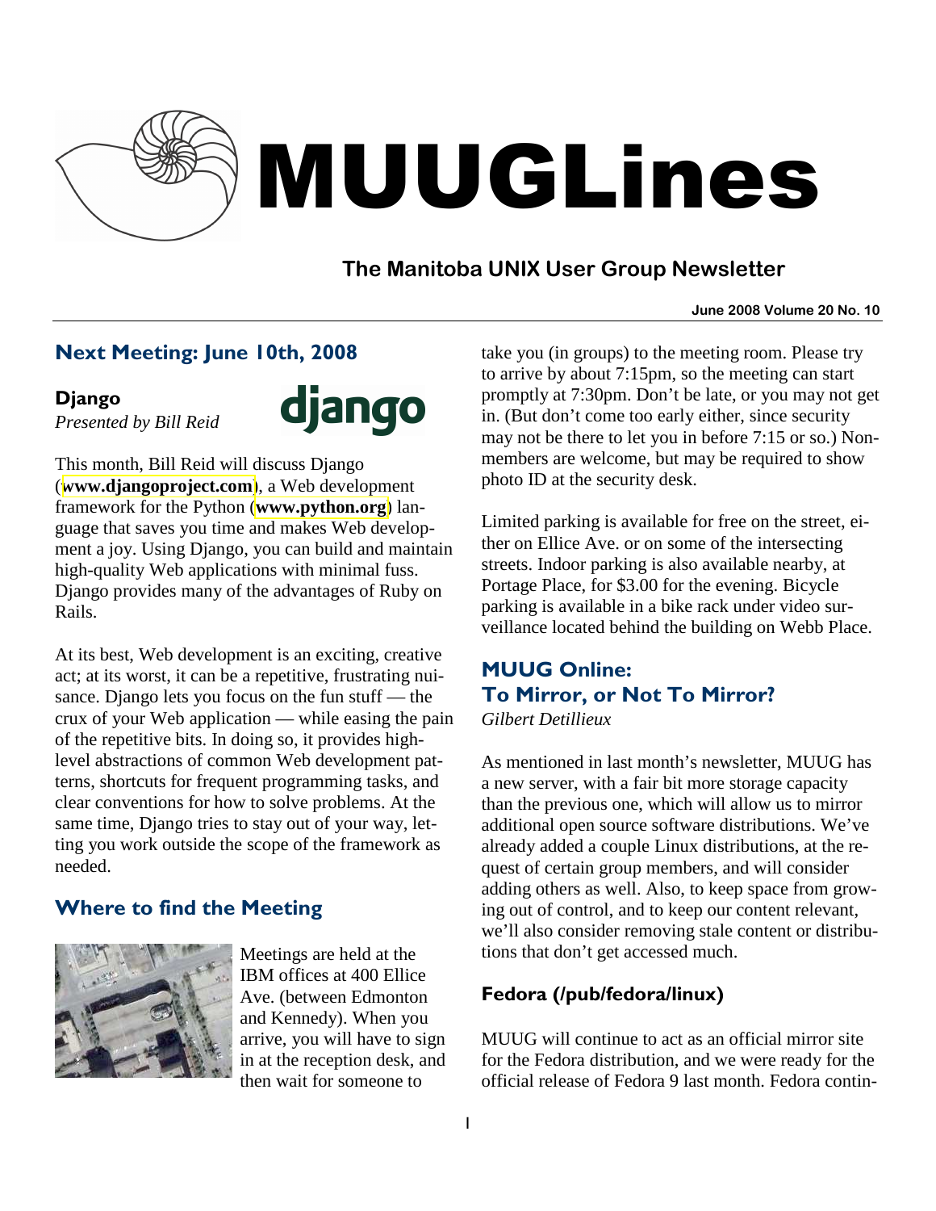# MUUGLines

## The Manitoba UNIX User Group Newsletter

June 2008 Volume 20 No. 10

## Next Meeting: June 10th, 2008

### Django

*Presented by Bill Reid*

This month, Bill Reid will discuss Django (**www.djangoproject.com**), a Web development framework for the Python (**www.python.org**) language that saves you time and makes Web development a joy. Using Django, you can build and maintain high-quality Web applications with minimal fuss. Django provides many of the advantages of Ruby on Rails.

At its best, Web development is an exciting, creative act; at its worst, it can be a repetitive, frustrating nuisance. Django lets you focus on the fun stuff — the crux of your Web application — while easing the pain of the repetitive bits. In doing so, it provides high-level abstractions of common Web development patterns, shortcuts for frequent programming tasks, and clear conventions for how to solve problems. At the same time, Django tries to stay out of your way, letting you work outside the scope of the framework as needed.

## Where to find the Meeting

Meetings are held at the IBM offices at 400 Ellice Ave. (between Edmonton and Kennedy). When you arrive, you will have to sign in at the reception desk, and then wait for someone to take you (in groups) to the meeting room. Please try to arrive by about 7:15pm, so the meeting can start promptly at 7:30pm. Don't be late, or you may not get in. (But don't come too early either, since security may not be there to let you in before 7:15 or so.) Non-members are welcome, but may be required to show photo ID at the security desk.

Limited parking is available for free on the street, either on Ellice Ave. or on some of the intersecting streets. Indoor parking is also available nearby, at Portage Place, for $3.00 for the evening. Bicycle parking is available in a bike rack under video surveillance located behind the building on Webb Place.

## MUUG Online: To Mirror, or Not To Mirror?

*Gilbert Detillieux*

As mentioned in last month's newsletter, MUUG has a new server, with a fair bit more storage capacity than the previous one, which will allow us to mirror additional open source software distributions. We've already added a couple Linux distributions, at the request of certain group members, and will consider adding others as well. Also, to keep space from growing out of control, and to keep our content relevant, we'll also consider removing stale content or distributions that don't get accessed much.

### Fedora (/pub/fedora/linux)

MUUG will continue to act as an official mirror site for the Fedora distribution, and we were ready for the official release of Fedora 9 last month. Fedora contin-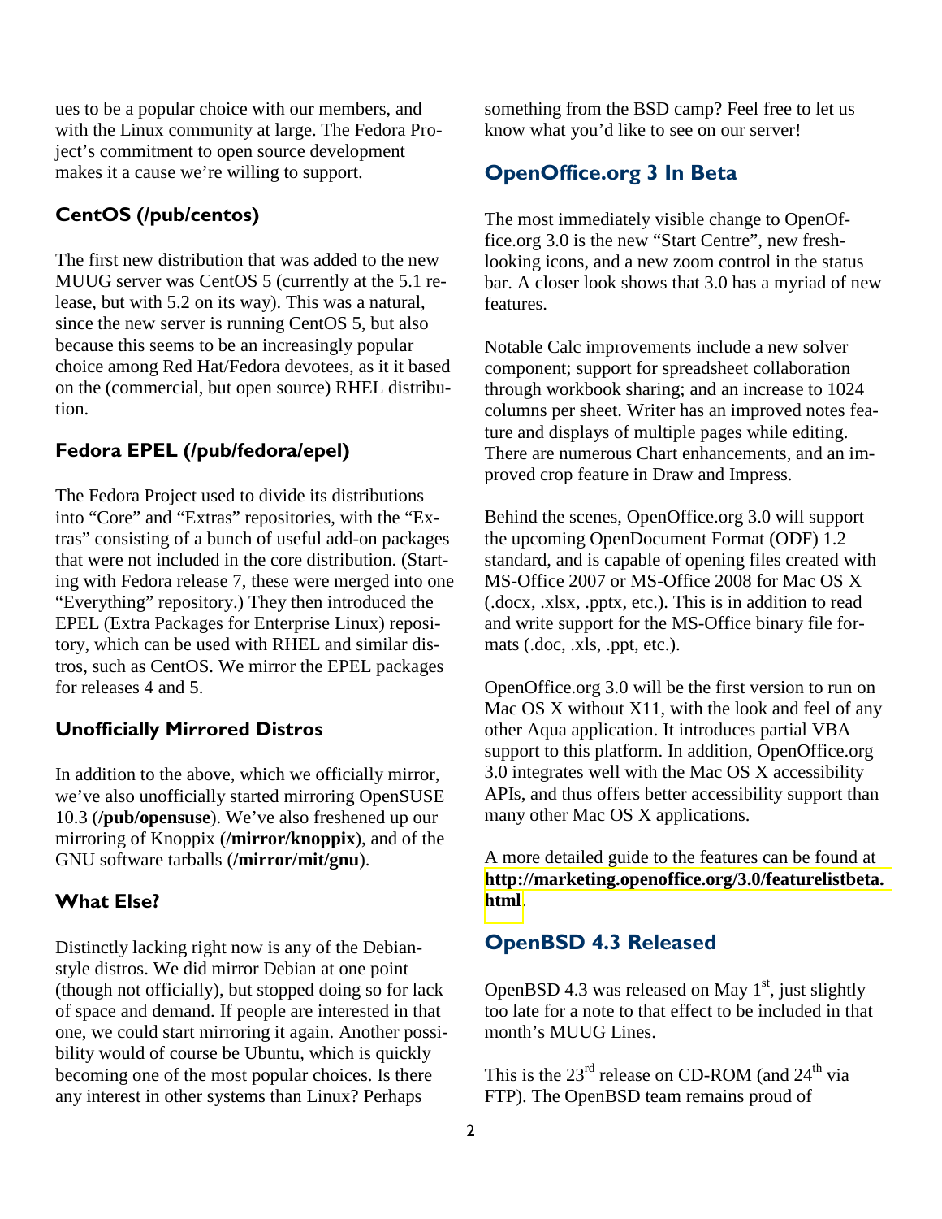ues to be a popular choice with our members, and with the Linux community at large. The Fedora Project's commitment to open source development makes it a cause we're willing to support.

### CentOS (/pub/centos)

The first new distribution that was added to the new MUUG server was CentOS 5 (currently at the 5.1 release, but with 5.2 on its way). This was a natural, since the new server is running CentOS 5, but also because this seems to be an increasingly popular choice among Red Hat/Fedora devotees, as it it based on the (commercial, but open source) RHEL distribution.

### Fedora EPEL (/pub/fedora/epel)

The Fedora Project used to divide its distributions into "Core" and "Extras" repositories, with the "Extras" consisting of a bunch of useful add-on packages that were not included in the core distribution. (Starting with Fedora release 7, these were merged into one "Everything" repository.) They then introduced the EPEL (Extra Packages for Enterprise Linux) repository, which can be used with RHEL and similar distros, such as CentOS. We mirror the EPEL packages for releases 4 and 5.

### Unofficially Mirrored Distros

In addition to the above, which we officially mirror, we've also unofficially started mirroring OpenSUSE 10.3 (**/pub/opensuse**). We've also freshened up our mirroring of Knoppix (**/mirror/knoppix**), and of the GNU software tarballs (**/mirror/mit/gnu**).

### What Else?

Distinctly lacking right now is any of the Debian-style distros. We did mirror Debian at one point (though not officially), but stopped doing so for lack of space and demand. If people are interested in that one, we could start mirroring it again. Another possibility would of course be Ubuntu, which is quickly becoming one of the most popular choices. Is there any interest in other systems than Linux? Perhaps something from the BSD camp? Feel free to let us know what you'd like to see on our server!

## OpenOffice.org 3 In Beta

The most immediately visible change to OpenOffice.org 3.0 is the new "Start Centre", new fresh-looking icons, and a new zoom control in the status bar. A closer look shows that 3.0 has a myriad of new features.

Notable Calc improvements include a new solver component; support for spreadsheet collaboration through workbook sharing; and an increase to 1024 columns per sheet. Writer has an improved notes feature and displays of multiple pages while editing. There are numerous Chart enhancements, and an improved crop feature in Draw and Impress.

Behind the scenes, OpenOffice.org 3.0 will support the upcoming OpenDocument Format (ODF) 1.2 standard, and is capable of opening files created with MS-Office 2007 or MS-Office 2008 for Mac OS X (.docx, .xlsx, .pptx, etc.). This is in addition to read and write support for the MS-Office binary file formats (.doc, .xls, .ppt, etc.).

OpenOffice.org 3.0 will be the first version to run on Mac OS X without X11, with the look and feel of any other Aqua application. It introduces partial VBA support to this platform. In addition, OpenOffice.org 3.0 integrates well with the Mac OS X accessibility APIs, and thus offers better accessibility support than many other Mac OS X applications.

A more detailed guide to the features can be found at **http://marketing.openoffice.org/3.0/featurelistbeta.html**.

## OpenBSD 4.3 Released

OpenBSD 4.3 was released on May 1st, just slightly too late for a note to that effect to be included in that month's MUUG Lines.

This is the 23rd release on CD-ROM (and 24th via FTP). The OpenBSD team remains proud of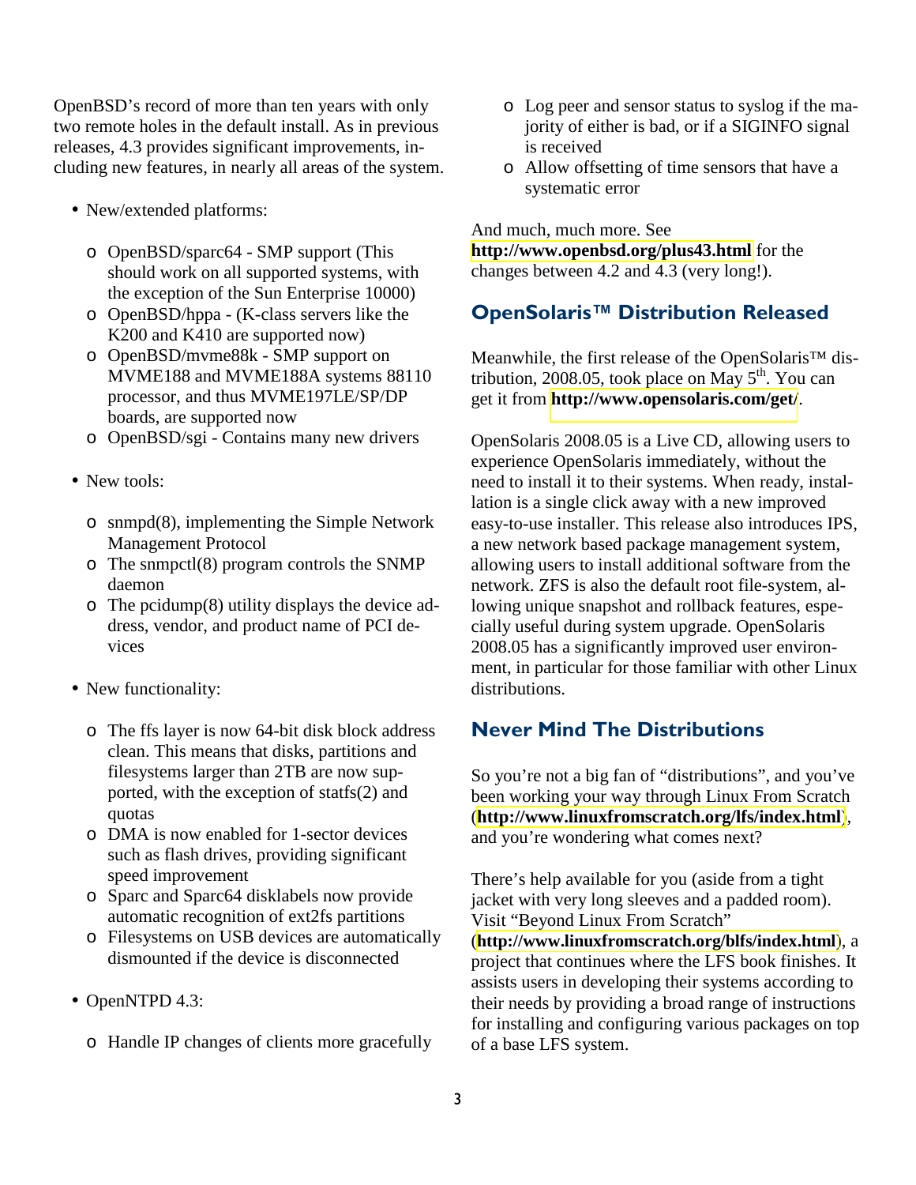OpenBSD's record of more than ten years with only two remote holes in the default install. As in previous releases, 4.3 provides significant improvements, including new features, in nearly all areas of the system.

- New/extended platforms:
  - OpenBSD/sparc64 - SMP support (This should work on all supported systems, with the exception of the Sun Enterprise 10000)
  - OpenBSD/hppa - (K-class servers like the K200 and K410 are supported now)
  - OpenBSD/mvme88k - SMP support on MVME188 and MVME188A systems 88110 processor, and thus MVME197LE/SP/DP boards, are supported now
  - OpenBSD/sgi - Contains many new drivers
- New tools:
  - snmpd(8), implementing the Simple Network Management Protocol
  - The snmpctl(8) program controls the SNMP daemon
  - The pcidump(8) utility displays the device address, vendor, and product name of PCI devices
- New functionality:
  - The ffs layer is now 64-bit disk block address clean. This means that disks, partitions and filesystems larger than 2TB are now supported, with the exception of statfs(2) and quotas
  - DMA is now enabled for 1-sector devices such as flash drives, providing significant speed improvement
  - Sparc and Sparc64 disklabels now provide automatic recognition of ext2fs partitions
  - Filesystems on USB devices are automatically dismounted if the device is disconnected
- OpenNTPD 4.3:
  - Handle IP changes of clients more gracefully
  - Log peer and sensor status to syslog if the majority of either is bad, or if a SIGINFO signal is received
  - Allow offsetting of time sensors that have a systematic error

And much, much more. See **http://www.openbsd.org/plus43.html** for the changes between 4.2 and 4.3 (very long!).

## OpenSolaris™ Distribution Released

Meanwhile, the first release of the OpenSolaris™ distribution, 2008.05, took place on May 5th. You can get it from **http://www.opensolaris.com/get/**.

OpenSolaris 2008.05 is a Live CD, allowing users to experience OpenSolaris immediately, without the need to install it to their systems. When ready, installation is a single click away with a new improved easy-to-use installer. This release also introduces IPS, a new network based package management system, allowing users to install additional software from the network. ZFS is also the default root file-system, allowing unique snapshot and rollback features, especially useful during system upgrade. OpenSolaris 2008.05 has a significantly improved user environment, in particular for those familiar with other Linux distributions.

## Never Mind The Distributions

So you're not a big fan of "distributions", and you've been working your way through Linux From Scratch (**http://www.linuxfromscratch.org/lfs/index.html**), and you're wondering what comes next?

There's help available for you (aside from a tight jacket with very long sleeves and a padded room). Visit "Beyond Linux From Scratch" (**http://www.linuxfromscratch.org/blfs/index.html**), a project that continues where the LFS book finishes. It assists users in developing their systems according to their needs by providing a broad range of instructions for installing and configuring various packages on top of a base LFS system.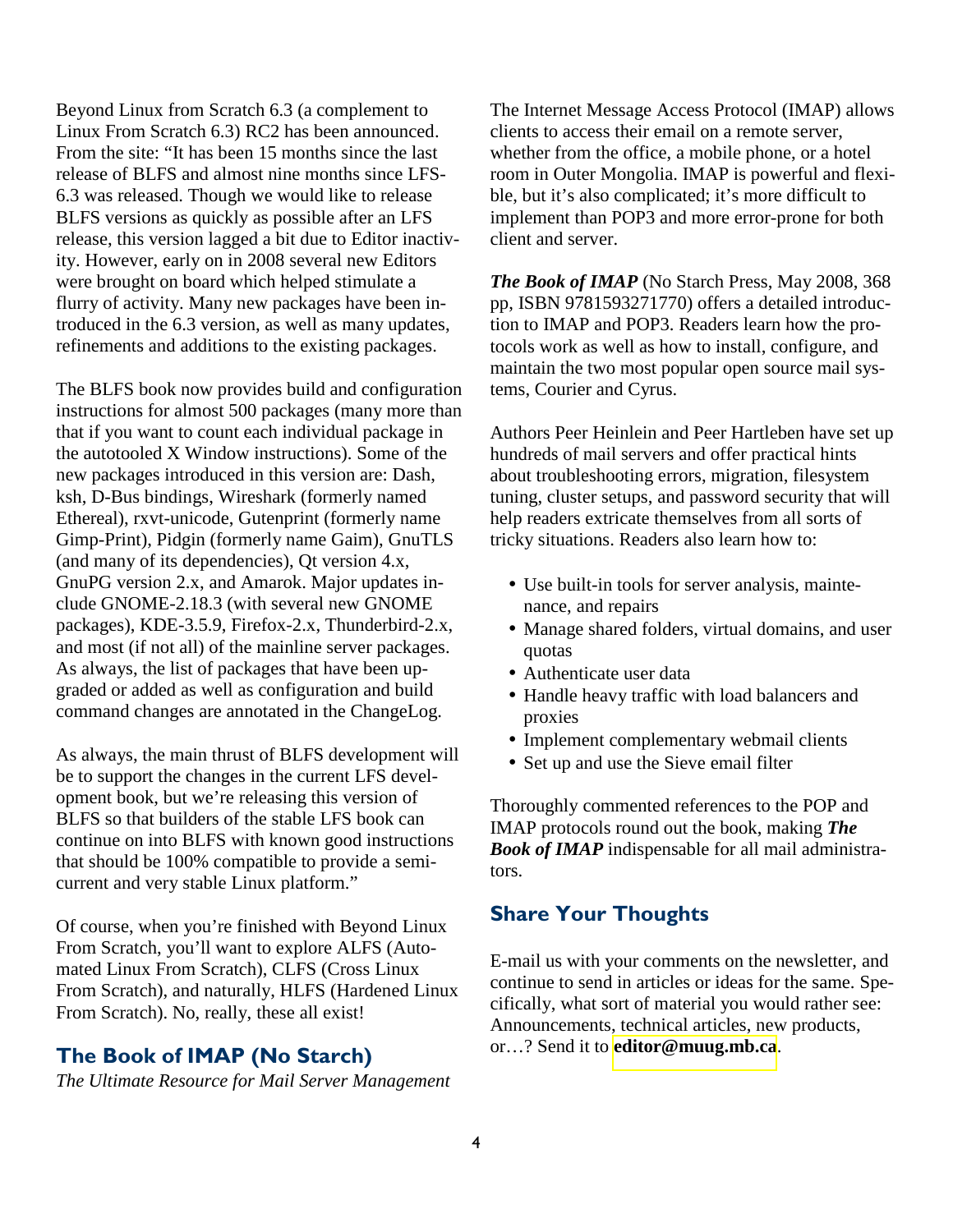Beyond Linux from Scratch 6.3 (a complement to Linux From Scratch 6.3) RC2 has been announced. From the site: "It has been 15 months since the last release of BLFS and almost nine months since LFS-6.3 was released. Though we would like to release BLFS versions as quickly as possible after an LFS release, this version lagged a bit due to Editor inactivity. However, early on in 2008 several new Editors were brought on board which helped stimulate a flurry of activity. Many new packages have been introduced in the 6.3 version, as well as many updates, refinements and additions to the existing packages.

The BLFS book now provides build and configuration instructions for almost 500 packages (many more than that if you want to count each individual package in the autotooled X Window instructions). Some of the new packages introduced in this version are: Dash, ksh, D-Bus bindings, Wireshark (formerly named Ethereal), rxvt-unicode, Gutenprint (formerly name Gimp-Print), Pidgin (formerly name Gaim), GnuTLS (and many of its dependencies), Qt version 4.x, GnuPG version 2.x, and Amarok. Major updates include GNOME-2.18.3 (with several new GNOME packages), KDE-3.5.9, Firefox-2.x, Thunderbird-2.x, and most (if not all) of the mainline server packages. As always, the list of packages that have been upgraded or added as well as configuration and build command changes are annotated in the ChangeLog.

As always, the main thrust of BLFS development will be to support the changes in the current LFS development book, but we're releasing this version of BLFS so that builders of the stable LFS book can continue on into BLFS with known good instructions that should be 100% compatible to provide a semi-current and very stable Linux platform."

Of course, when you're finished with Beyond Linux From Scratch, you'll want to explore ALFS (Automated Linux From Scratch), CLFS (Cross Linux From Scratch), and naturally, HLFS (Hardened Linux From Scratch). No, really, these all exist!

## The Book of IMAP (No Starch)

*The Ultimate Resource for Mail Server Management*

The Internet Message Access Protocol (IMAP) allows clients to access their email on a remote server, whether from the office, a mobile phone, or a hotel room in Outer Mongolia. IMAP is powerful and flexible, but it's also complicated; it's more difficult to implement than POP3 and more error-prone for both client and server.

***The Book of IMAP*** (No Starch Press, May 2008, 368 pp, ISBN 9781593271770) offers a detailed introduction to IMAP and POP3. Readers learn how the protocols work as well as how to install, configure, and maintain the two most popular open source mail systems, Courier and Cyrus.

Authors Peer Heinlein and Peer Hartleben have set up hundreds of mail servers and offer practical hints about troubleshooting errors, migration, filesystem tuning, cluster setups, and password security that will help readers extricate themselves from all sorts of tricky situations. Readers also learn how to:

- Use built-in tools for server analysis, maintenance, and repairs
- Manage shared folders, virtual domains, and user quotas
- Authenticate user data
- Handle heavy traffic with load balancers and proxies
- Implement complementary webmail clients
- Set up and use the Sieve email filter

Thoroughly commented references to the POP and IMAP protocols round out the book, making ***The Book of IMAP*** indispensable for all mail administrators.

## Share Your Thoughts

E-mail us with your comments on the newsletter, and continue to send in articles or ideas for the same. Specifically, what sort of material you would rather see: Announcements, technical articles, new products, or…? Send it to **editor@muug.mb.ca**.